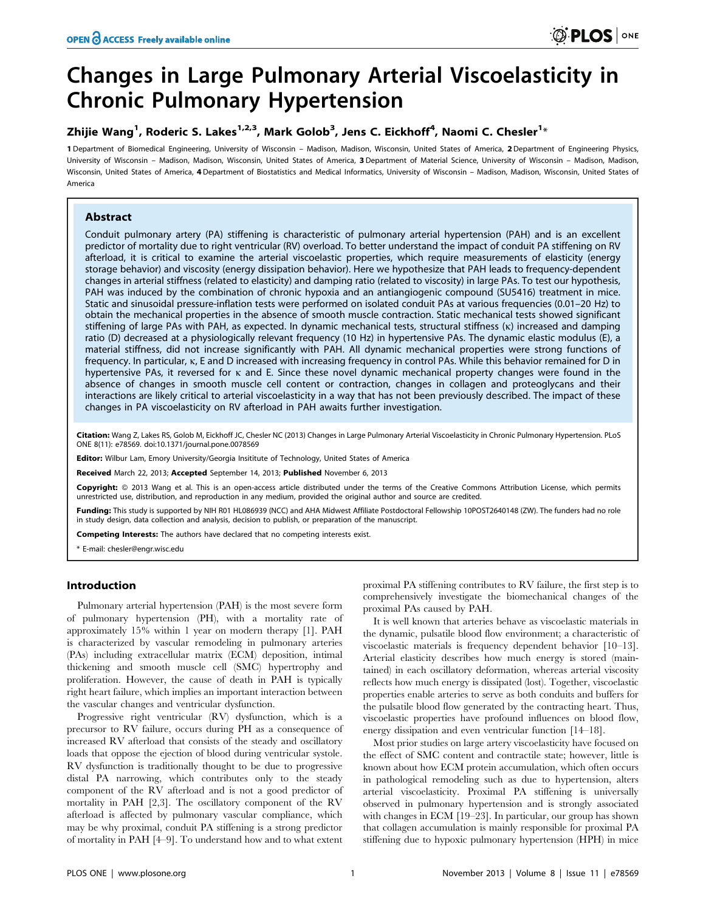# Changes in Large Pulmonary Arterial Viscoelasticity in Chronic Pulmonary Hypertension

**Zhijie Wang[1], Roderic S. Lakes[1,2,3], Mark Golob[3], Jens C. Eickhoff[4], Naomi C. Chesler[1]***

1 Department of Biomedical Engineering, University of Wisconsin – Madison, Madison, Wisconsin, United States of America, 2 Department of Engineering Physics, University of Wisconsin – Madison, Madison, Wisconsin, United States of America, 3 Department of Material Science, University of Wisconsin – Madison, Madison, Wisconsin, United States of America, 4 Department of Biostatistics and Medical Informatics, University of Wisconsin – Madison, Madison, Wisconsin, United States of America

## Abstract

Conduit pulmonary artery (PA) stiffening is characteristic of pulmonary arterial hypertension (PAH) and is an excellent predictor of mortality due to right ventricular (RV) overload. To better understand the impact of conduit PA stiffening on RV afterload, it is critical to examine the arterial viscoelastic properties, which require measurements of elasticity (energy storage behavior) and viscosity (energy dissipation behavior). Here we hypothesize that PAH leads to frequency-dependent changes in arterial stiffness (related to elasticity) and damping ratio (related to viscosity) in large PAs. To test our hypothesis, PAH was induced by the combination of chronic hypoxia and an antiangiogenic compound (SU5416) treatment in mice. Static and sinusoidal pressure-inflation tests were performed on isolated conduit PAs at various frequencies (0.01–20 Hz) to obtain the mechanical properties in the absence of smooth muscle contraction. Static mechanical tests showed significant stiffening of large PAs with PAH, as expected. In dynamic mechanical tests, structural stiffness (κ) increased and damping ratio (D) decreased at a physiologically relevant frequency (10 Hz) in hypertensive PAs. The dynamic elastic modulus (E), a material stiffness, did not increase significantly with PAH. All dynamic mechanical properties were strong functions of frequency. In particular, κ, E and D increased with increasing frequency in control PAs. While this behavior remained for D in hypertensive PAs, it reversed for κ and E. Since these novel dynamic mechanical property changes were found in the absence of changes in smooth muscle cell content or contraction, changes in collagen and proteoglycans and their interactions are likely critical to arterial viscoelasticity in a way that has not been previously described. The impact of these changes in PA viscoelasticity on RV afterload in PAH awaits further investigation.

**Citation:** Wang Z, Lakes RS, Golob M, Eickhoff JC, Chesler NC (2013) Changes in Large Pulmonary Arterial Viscoelasticity in Chronic Pulmonary Hypertension. PLoS ONE 8(11): e78569. doi:10.1371/journal.pone.0078569

**Editor:** Wilbur Lam, Emory University/Georgia Insititute of Technology, United States of America

**Received** March 22, 2013; **Accepted** September 14, 2013; **Published** November 6, 2013

**Copyright:** © 2013 Wang et al. This is an open-access article distributed under the terms of the Creative Commons Attribution License, which permits unrestricted use, distribution, and reproduction in any medium, provided the original author and source are credited.

**Funding:** This study is supported by NIH R01 HL086939 (NCC) and AHA Midwest Affiliate Postdoctoral Fellowship 10POST2640148 (ZW). The funders had no role in study design, data collection and analysis, decision to publish, or preparation of the manuscript.

**Competing Interests:** The authors have declared that no competing interests exist.

\* E-mail: chesler@engr.wisc.edu

## Introduction

Pulmonary arterial hypertension (PAH) is the most severe form of pulmonary hypertension (PH), with a mortality rate of approximately 15% within 1 year on modern therapy [1]. PAH is characterized by vascular remodeling in pulmonary arteries (PAs) including extracellular matrix (ECM) deposition, intimal thickening and smooth muscle cell (SMC) hypertrophy and proliferation. However, the cause of death in PAH is typically right heart failure, which implies an important interaction between the vascular changes and ventricular dysfunction.

Progressive right ventricular (RV) dysfunction, which is a precursor to RV failure, occurs during PH as a consequence of increased RV afterload that consists of the steady and oscillatory loads that oppose the ejection of blood during ventricular systole. RV dysfunction is traditionally thought to be due to progressive distal PA narrowing, which contributes only to the steady component of the RV afterload and is not a good predictor of mortality in PAH [2,3]. The oscillatory component of the RV afterload is affected by pulmonary vascular compliance, which may be why proximal, conduit PA stiffening is a strong predictor of mortality in PAH [4–9]. To understand how and to what extent proximal PA stiffening contributes to RV failure, the first step is to comprehensively investigate the biomechanical changes of the proximal PAs caused by PAH.

It is well known that arteries behave as viscoelastic materials in the dynamic, pulsatile blood flow environment; a characteristic of viscoelastic materials is frequency dependent behavior [10–13]. Arterial elasticity describes how much energy is stored (maintained) in each oscillatory deformation, whereas arterial viscosity reflects how much energy is dissipated (lost). Together, viscoelastic properties enable arteries to serve as both conduits and buffers for the pulsatile blood flow generated by the contracting heart. Thus, viscoelastic properties have profound influences on blood flow, energy dissipation and even ventricular function [14–18].

Most prior studies on large artery viscoelasticity have focused on the effect of SMC content and contractile state; however, little is known about how ECM protein accumulation, which often occurs in pathological remodeling such as due to hypertension, alters arterial viscoelasticity. Proximal PA stiffening is universally observed in pulmonary hypertension and is strongly associated with changes in ECM [19–23]. In particular, our group has shown that collagen accumulation is mainly responsible for proximal PA stiffening due to hypoxic pulmonary hypertension (HPH) in mice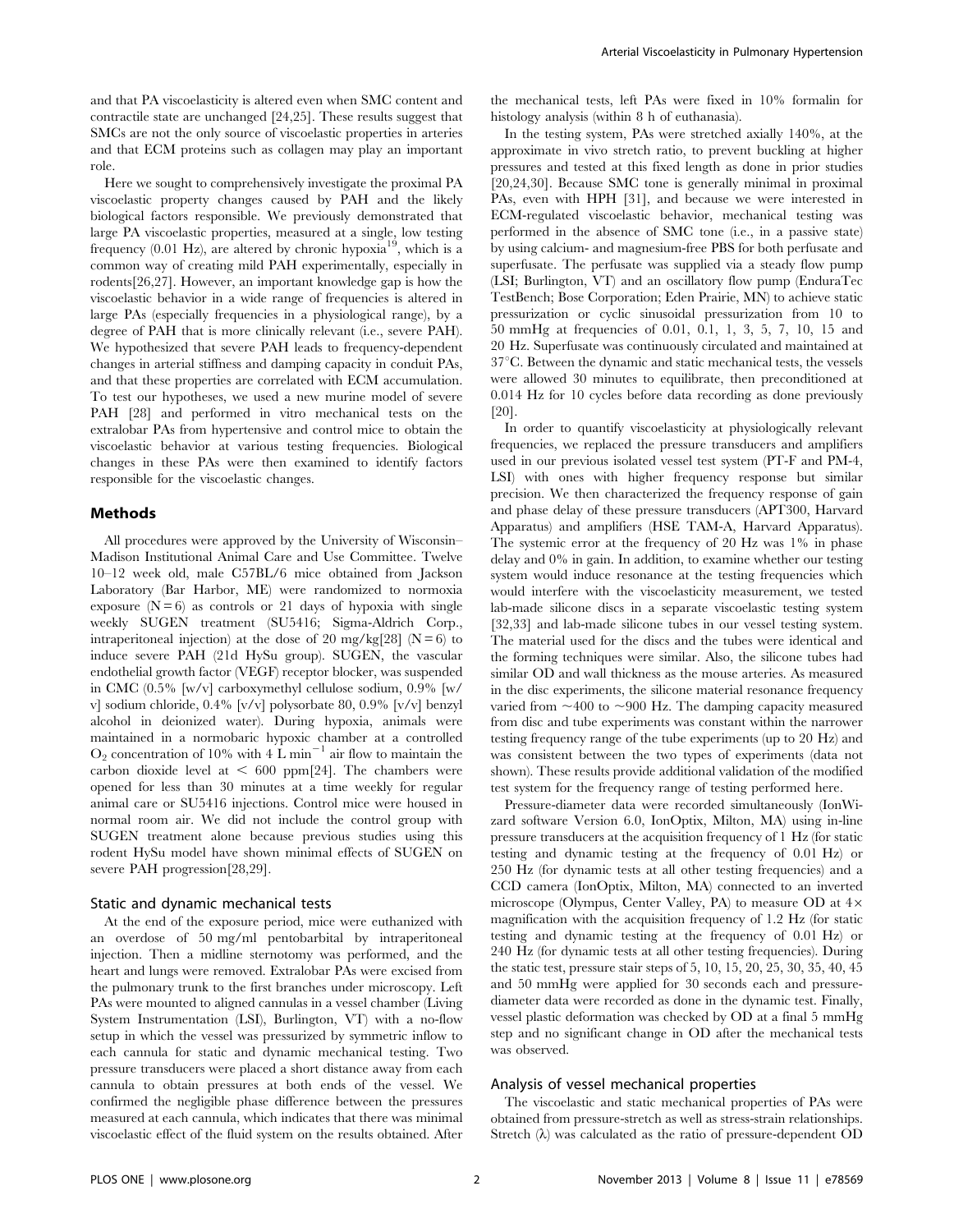and that PA viscoelasticity is altered even when SMC content and contractile state are unchanged [24,25]. These results suggest that SMCs are not the only source of viscoelastic properties in arteries and that ECM proteins such as collagen may play an important role.

Here we sought to comprehensively investigate the proximal PA viscoelastic property changes caused by PAH and the likely biological factors responsible. We previously demonstrated that large PA viscoelastic properties, measured at a single, low testing frequency (0.01 Hz), are altered by chronic hypoxia[19], which is a common way of creating mild PAH experimentally, especially in rodents[26,27]. However, an important knowledge gap is how the viscoelastic behavior in a wide range of frequencies is altered in large PAs (especially frequencies in a physiological range), by a degree of PAH that is more clinically relevant (i.e., severe PAH). We hypothesized that severe PAH leads to frequency-dependent changes in arterial stiffness and damping capacity in conduit PAs, and that these properties are correlated with ECM accumulation. To test our hypotheses, we used a new murine model of severe PAH [28] and performed in vitro mechanical tests on the extralobar PAs from hypertensive and control mice to obtain the viscoelastic behavior at various testing frequencies. Biological changes in these PAs were then examined to identify factors responsible for the viscoelastic changes.

## Methods

All procedures were approved by the University of Wisconsin–Madison Institutional Animal Care and Use Committee. Twelve 10–12 week old, male C57BL/6 mice obtained from Jackson Laboratory (Bar Harbor, ME) were randomized to normoxia exposure (N = 6) as controls or 21 days of hypoxia with single weekly SUGEN treatment (SU5416; Sigma-Aldrich Corp., intraperitoneal injection) at the dose of 20 mg/kg[28] (N = 6) to induce severe PAH (21d HySu group). SUGEN, the vascular endothelial growth factor (VEGF) receptor blocker, was suspended in CMC (0.5% [w/v] carboxymethyl cellulose sodium, 0.9% [w/v] sodium chloride, 0.4% [v/v] polysorbate 80, 0.9% [v/v] benzyl alcohol in deionized water). During hypoxia, animals were maintained in a normobaric hypoxic chamber at a controlled $O_2$ concentration of 10% with 4 L $min^{-1}$ air flow to maintain the carbon dioxide level at < 600 ppm[24]. The chambers were opened for less than 30 minutes at a time weekly for regular animal care or SU5416 injections. Control mice were housed in normal room air. We did not include the control group with SUGEN treatment alone because previous studies using this rodent HySu model have shown minimal effects of SUGEN on severe PAH progression[28,29].

### Static and dynamic mechanical tests

At the end of the exposure period, mice were euthanized with an overdose of 50 mg/ml pentobarbital by intraperitoneal injection. Then a midline sternotomy was performed, and the heart and lungs were removed. Extralobar PAs were excised from the pulmonary trunk to the first branches under microscopy. Left PAs were mounted to aligned cannulas in a vessel chamber (Living System Instrumentation (LSI), Burlington, VT) with a no-flow setup in which the vessel was pressurized by symmetric inflow to each cannula for static and dynamic mechanical testing. Two pressure transducers were placed a short distance away from each cannula to obtain pressures at both ends of the vessel. We confirmed the negligible phase difference between the pressures measured at each cannula, which indicates that there was minimal viscoelastic effect of the fluid system on the results obtained. After the mechanical tests, left PAs were fixed in 10% formalin for histology analysis (within 8 h of euthanasia).

In the testing system, PAs were stretched axially 140%, at the approximate in vivo stretch ratio, to prevent buckling at higher pressures and tested at this fixed length as done in prior studies [20,24,30]. Because SMC tone is generally minimal in proximal PAs, even with HPH [31], and because we were interested in ECM-regulated viscoelastic behavior, mechanical testing was performed in the absence of SMC tone (i.e., in a passive state) by using calcium- and magnesium-free PBS for both perfusate and superfusate. The perfusate was supplied via a steady flow pump (LSI; Burlington, VT) and an oscillatory flow pump (EnduraTec TestBench; Bose Corporation; Eden Prairie, MN) to achieve static pressurization or cyclic sinusoidal pressurization from 10 to 50 mmHg at frequencies of 0.01, 0.1, 1, 3, 5, 7, 10, 15 and 20 Hz. Superfusate was continuously circulated and maintained at 37°C. Between the dynamic and static mechanical tests, the vessels were allowed 30 minutes to equilibrate, then preconditioned at 0.014 Hz for 10 cycles before data recording as done previously [20].

In order to quantify viscoelasticity at physiologically relevant frequencies, we replaced the pressure transducers and amplifiers used in our previous isolated vessel test system (PT-F and PM-4, LSI) with ones with higher frequency response but similar precision. We then characterized the frequency response of gain and phase delay of these pressure transducers (APT300, Harvard Apparatus) and amplifiers (HSE TAM-A, Harvard Apparatus). The systemic error at the frequency of 20 Hz was 1% in phase delay and 0% in gain. In addition, to examine whether our testing system would induce resonance at the testing frequencies which would interfere with the viscoelasticity measurement, we tested lab-made silicone discs in a separate viscoelastic testing system [32,33] and lab-made silicone tubes in our vessel testing system. The material used for the discs and the tubes were identical and the forming techniques were similar. Also, the silicone tubes had similar OD and wall thickness as the mouse arteries. As measured in the disc experiments, the silicone material resonance frequency varied from ~400 to ~900 Hz. The damping capacity measured from disc and tube experiments was constant within the narrower testing frequency range of the tube experiments (up to 20 Hz) and was consistent between the two types of experiments (data not shown). These results provide additional validation of the modified test system for the frequency range of testing performed here.

Pressure-diameter data were recorded simultaneously (IonWizard software Version 6.0, IonOptix, Milton, MA) using in-line pressure transducers at the acquisition frequency of 1 Hz (for static testing and dynamic testing at the frequency of 0.01 Hz) or 250 Hz (for dynamic tests at all other testing frequencies) and a CCD camera (IonOptix, Milton, MA) connected to an inverted microscope (Olympus, Center Valley, PA) to measure OD at 4× magnification with the acquisition frequency of 1.2 Hz (for static testing and dynamic testing at the frequency of 0.01 Hz) or 240 Hz (for dynamic tests at all other testing frequencies). During the static test, pressure stair steps of 5, 10, 15, 20, 25, 30, 35, 40, 45 and 50 mmHg were applied for 30 seconds each and pressure-diameter data were recorded as done in the dynamic test. Finally, vessel plastic deformation was checked by OD at a final 5 mmHg step and no significant change in OD after the mechanical tests was observed.

### Analysis of vessel mechanical properties

The viscoelastic and static mechanical properties of PAs were obtained from pressure-stretch as well as stress-strain relationships. Stretch ($\lambda$) was calculated as the ratio of pressure-dependent OD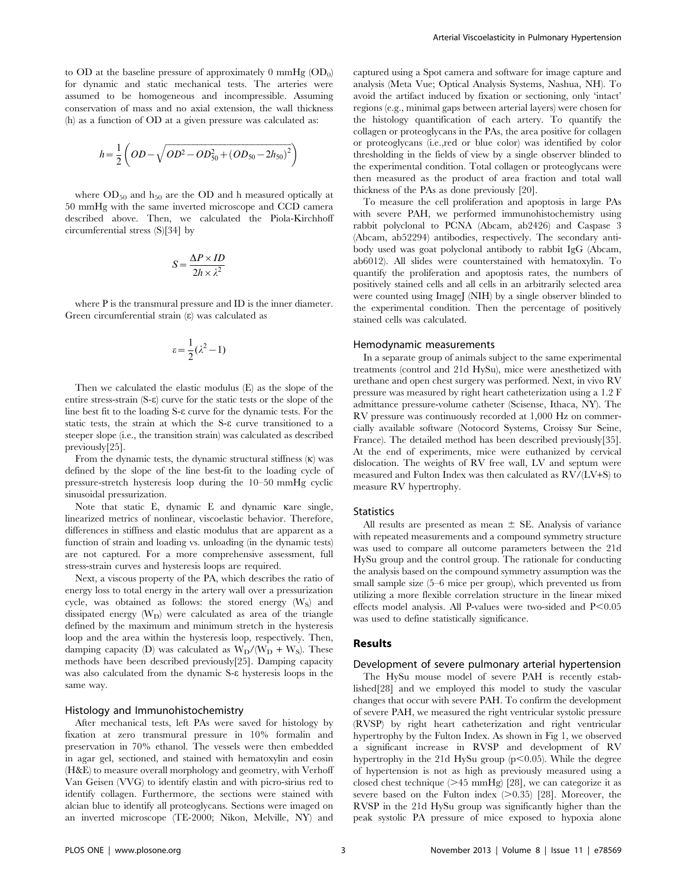to OD at the baseline pressure of approximately 0 mmHg ($OD_0$) for dynamic and static mechanical tests. The arteries were assumed to be homogeneous and incompressible. Assuming conservation of mass and no axial extension, the wall thickness (h) as a function of OD at a given pressure was calculated as:

$$h = \frac{1}{2}\left(OD - \sqrt{OD^2 - OD_{50}^2 + (OD_{50} - 2h_{50})^2}\right)$$

where $OD_{50}$ and $h_{50}$ are the OD and h measured optically at 50 mmHg with the same inverted microscope and CCD camera described above. Then, we calculated the Piola-Kirchhoff circumferential stress (S)[34] by

$$S = \frac{\Delta P \times ID}{2h \times \lambda^2}$$

where P is the transmural pressure and ID is the inner diameter. Green circumferential strain (ε) was calculated as

$$\varepsilon = \frac{1}{2}(\lambda^2 - 1)$$

Then we calculated the elastic modulus (E) as the slope of the entire stress-strain (S-ε) curve for the static tests or the slope of the line best fit to the loading S-ε curve for the dynamic tests. For the static tests, the strain at which the S-ε curve transitioned to a steeper slope (i.e., the transition strain) was calculated as described previously[25].

From the dynamic tests, the dynamic structural stiffness (κ) was defined by the slope of the line best-fit to the loading cycle of pressure-stretch hysteresis loop during the 10–50 mmHg cyclic sinusoidal pressurization.

Note that static E, dynamic E and dynamic κare single, linearized metrics of nonlinear, viscoelastic behavior. Therefore, differences in stiffness and elastic modulus that are apparent as a function of strain and loading vs. unloading (in the dynamic tests) are not captured. For a more comprehensive assessment, full stress-strain curves and hysteresis loops are required.

Next, a viscous property of the PA, which describes the ratio of energy loss to total energy in the artery wall over a pressurization cycle, was obtained as follows: the stored energy ($W_S$) and dissipated energy ($W_D$) were calculated as area of the triangle defined by the maximum and minimum stretch in the hysteresis loop and the area within the hysteresis loop, respectively. Then, damping capacity (D) was calculated as $W_D/(W_D + W_S)$. These methods have been described previously[25]. Damping capacity was also calculated from the dynamic S-ε hysteresis loops in the same way.

### Histology and Immunohistochemistry

After mechanical tests, left PAs were saved for histology by fixation at zero transmural pressure in 10% formalin and preservation in 70% ethanol. The vessels were then embedded in agar gel, sectioned, and stained with hematoxylin and eosin (H&E) to measure overall morphology and geometry, with Verhoff Van Geisen (VVG) to identify elastin and with picro-sirius red to identify collagen. Furthermore, the sections were stained with alcian blue to identify all proteoglycans. Sections were imaged on an inverted microscope (TE-2000; Nikon, Melville, NY) and captured using a Spot camera and software for image capture and analysis (Meta Vue; Optical Analysis Systems, Nashua, NH). To avoid the artifact induced by fixation or sectioning, only 'intact' regions (e.g., minimal gaps between arterial layers) were chosen for the histology quantification of each artery. To quantify the collagen or proteoglycans in the PAs, the area positive for collagen or proteoglycans (i.e.,red or blue color) was identified by color thresholding in the fields of view by a single observer blinded to the experimental condition. Total collagen or proteoglycans were then measured as the product of area fraction and total wall thickness of the PAs as done previously [20].

To measure the cell proliferation and apoptosis in large PAs with severe PAH, we performed immunohistochemistry using rabbit polyclonal to PCNA (Abcam, ab2426) and Caspase 3 (Abcam, ab52294) antibodies, respectively. The secondary antibody used was goat polyclonal antibody to rabbit IgG (Abcam, ab6012). All slides were counterstained with hematoxylin. To quantify the proliferation and apoptosis rates, the numbers of positively stained cells and all cells in an arbitrarily selected area were counted using ImageJ (NIH) by a single observer blinded to the experimental condition. Then the percentage of positively stained cells was calculated.

### Hemodynamic measurements

In a separate group of animals subject to the same experimental treatments (control and 21d HySu), mice were anesthetized with urethane and open chest surgery was performed. Next, in vivo RV pressure was measured by right heart catheterization using a 1.2 F admittance pressure-volume catheter (Scisense, Ithaca, NY). The RV pressure was continuously recorded at 1,000 Hz on commercially available software (Notocord Systems, Croissy Sur Seine, France). The detailed method has been described previously[35]. At the end of experiments, mice were euthanized by cervical dislocation. The weights of RV free wall, LV and septum were measured and Fulton Index was then calculated as RV/(LV+S) to measure RV hypertrophy.

### Statistics

All results are presented as mean ± SE. Analysis of variance with repeated measurements and a compound symmetry structure was used to compare all outcome parameters between the 21d HySu group and the control group. The rationale for conducting the analysis based on the compound symmetry assumption was the small sample size (5–6 mice per group), which prevented us from utilizing a more flexible correlation structure in the linear mixed effects model analysis. All P-values were two-sided and $P<0.05$ was used to define statistically significance.

## Results

### Development of severe pulmonary arterial hypertension

The HySu mouse model of severe PAH is recently established[28] and we employed this model to study the vascular changes that occur with severe PAH. To confirm the development of severe PAH, we measured the right ventricular systolic pressure (RVSP) by right heart catheterization and right ventricular hypertrophy by the Fulton Index. As shown in Fig 1, we observed a significant increase in RVSP and development of RV hypertrophy in the 21d HySu group ($p<0.05$). While the degree of hypertension is not as high as previously measured using a closed chest technique (>45 mmHg) [28], we can categorize it as severe based on the Fulton index (>0.35) [28]. Moreover, the RVSP in the 21d HySu group was significantly higher than the peak systolic PA pressure of mice exposed to hypoxia alone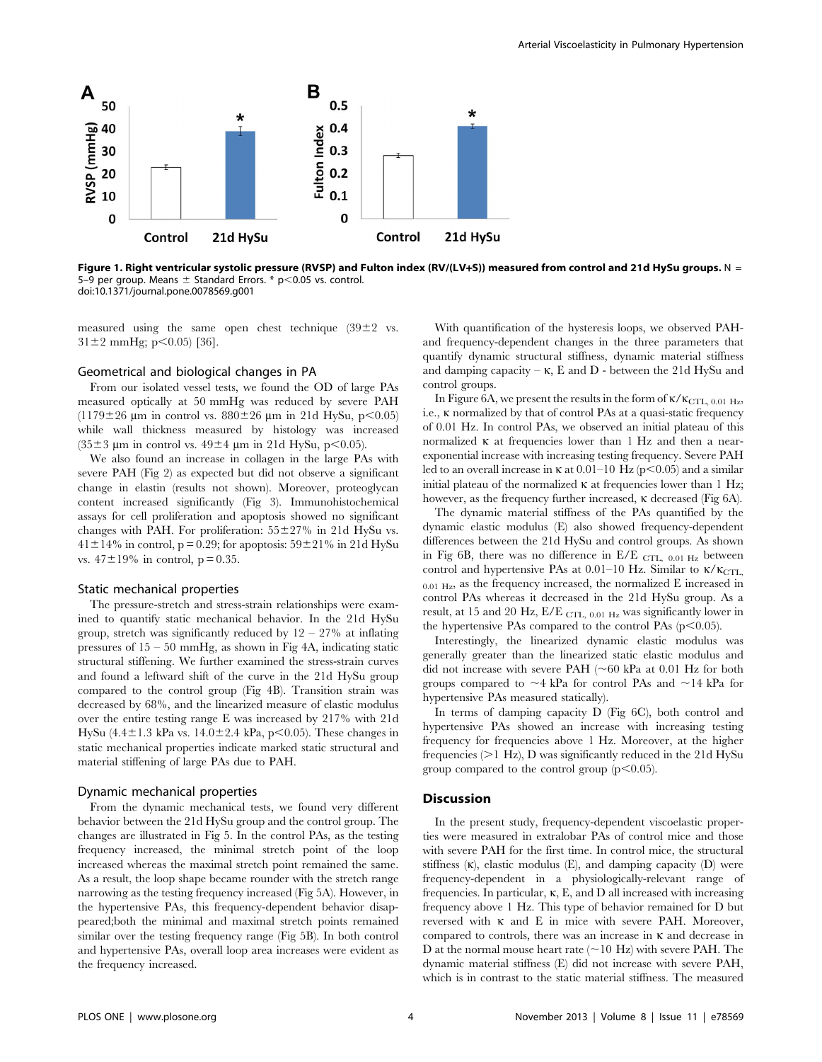**Figure 1. Right ventricular systolic pressure (RVSP) and Fulton index (RV/(LV+S)) measured from control and 21d HySu groups.** N = 5–9 per group. Means ± Standard Errors. * $p<0.05$ vs. control.
doi:10.1371/journal.pone.0078569.g001

measured using the same open chest technique (39±2 vs. 31±2 mmHg; $p<0.05$) [36].

### Geometrical and biological changes in PA

From our isolated vessel tests, we found the OD of large PAs measured optically at 50 mmHg was reduced by severe PAH (1179±26 μm in control vs. 880±26 μm in 21d HySu, $p<0.05$) while wall thickness measured by histology was increased (35±3 μm in control vs. 49±4 μm in 21d HySu, $p<0.05$).

We also found an increase in collagen in the large PAs with severe PAH (Fig 2) as expected but did not observe a significant change in elastin (results not shown). Moreover, proteoglycan content increased significantly (Fig 3). Immunohistochemical assays for cell proliferation and apoptosis showed no significant changes with PAH. For proliferation: 55±27% in 21d HySu vs. 41±14% in control, $p=0.29$; for apoptosis: 59±21% in 21d HySu vs. 47±19% in control, $p=0.35$.

### Static mechanical properties

The pressure-stretch and stress-strain relationships were examined to quantify static mechanical behavior. In the 21d HySu group, stretch was significantly reduced by 12 – 27% at inflating pressures of 15 – 50 mmHg, as shown in Fig 4A, indicating static structural stiffening. We further examined the stress-strain curves and found a leftward shift of the curve in the 21d HySu group compared to the control group (Fig 4B). Transition strain was decreased by 68%, and the linearized measure of elastic modulus over the entire testing range E was increased by 217% with 21d HySu (4.4±1.3 kPa vs. 14.0±2.4 kPa, $p<0.05$). These changes in static mechanical properties indicate marked static structural and material stiffening of large PAs due to PAH.

### Dynamic mechanical properties

From the dynamic mechanical tests, we found very different behavior between the 21d HySu group and the control group. The changes are illustrated in Fig 5. In the control PAs, as the testing frequency increased, the minimal stretch point of the loop increased whereas the maximal stretch point remained the same. As a result, the loop shape became rounder with the stretch range narrowing as the testing frequency increased (Fig 5A). However, in the hypertensive PAs, this frequency-dependent behavior disappeared;both the minimal and maximal stretch points remained similar over the testing frequency range (Fig 5B). In both control and hypertensive PAs, overall loop area increases were evident as the frequency increased.

With quantification of the hysteresis loops, we observed PAH- and frequency-dependent changes in the three parameters that quantify dynamic structural stiffness, dynamic material stiffness and damping capacity – κ, E and D - between the 21d HySu and control groups.

In Figure 6A, we present the results in the form of $\kappa/\kappa_{CTL,\ 0.01\ Hz}$, i.e., κ normalized by that of control PAs at a quasi-static frequency of 0.01 Hz. In control PAs, we observed an initial plateau of this normalized κ at frequencies lower than 1 Hz and then a near-exponential increase with increasing testing frequency. Severe PAH led to an overall increase in κ at 0.01–10 Hz ($p<0.05$) and a similar initial plateau of the normalized κ at frequencies lower than 1 Hz; however, as the frequency further increased, κ decreased (Fig 6A).

The dynamic material stiffness of the PAs quantified by the dynamic elastic modulus (E) also showed frequency-dependent differences between the 21d HySu and control groups. As shown in Fig 6B, there was no difference in $E/E_{CTL,\ 0.01\ Hz}$ between control and hypertensive PAs at 0.01–10 Hz. Similar to $\kappa/\kappa_{CTL,\ 0.01\ Hz}$, as the frequency increased, the normalized E increased in control PAs whereas it decreased in the 21d HySu group. As a result, at 15 and 20 Hz, $E/E_{CTL,\ 0.01\ Hz}$ was significantly lower in the hypertensive PAs compared to the control PAs ($p<0.05$).

Interestingly, the linearized dynamic elastic modulus was generally greater than the linearized static elastic modulus and did not increase with severe PAH (~60 kPa at 0.01 Hz for both groups compared to ~4 kPa for control PAs and ~14 kPa for hypertensive PAs measured statically).

In terms of damping capacity D (Fig 6C), both control and hypertensive PAs showed an increase with increasing testing frequency for frequencies above 1 Hz. Moreover, at the higher frequencies (>1 Hz), D was significantly reduced in the 21d HySu group compared to the control group ($p<0.05$).

## Discussion

In the present study, frequency-dependent viscoelastic properties were measured in extralobar PAs of control mice and those with severe PAH for the first time. In control mice, the structural stiffness (κ), elastic modulus (E), and damping capacity (D) were frequency-dependent in a physiologically-relevant range of frequencies. In particular, κ, E, and D all increased with increasing frequency above 1 Hz. This type of behavior remained for D but reversed with κ and E in mice with severe PAH. Moreover, compared to controls, there was an increase in κ and decrease in D at the normal mouse heart rate (~10 Hz) with severe PAH. The dynamic material stiffness (E) did not increase with severe PAH, which is in contrast to the static material stiffness. The measured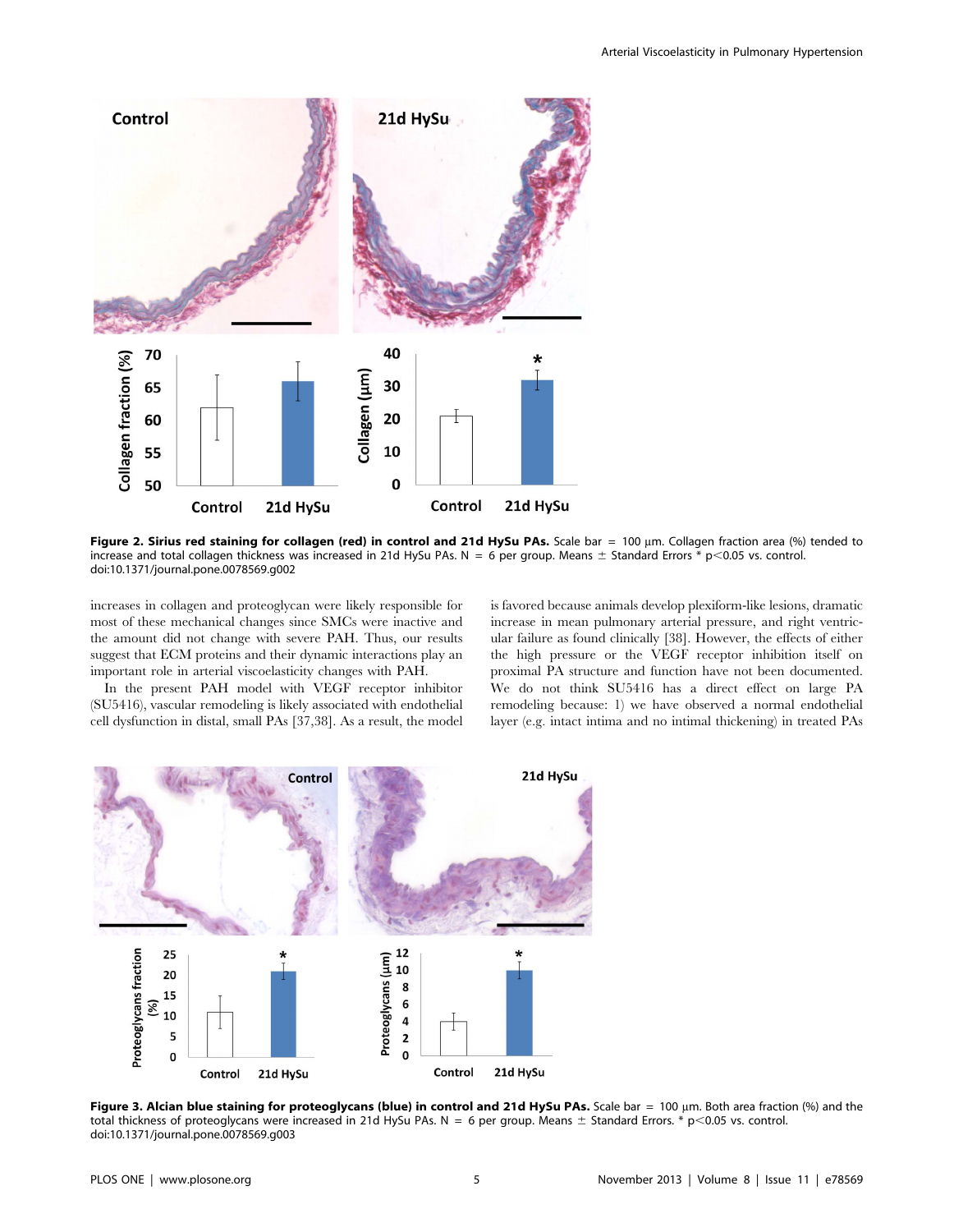**Figure 2. Sirius red staining for collagen (red) in control and 21d HySu PAs.** Scale bar = 100 µm. Collagen fraction area (%) tended to increase and total collagen thickness was increased in 21d HySu PAs. N = 6 per group. Means ± Standard Errors * $p<0.05$ vs. control.
doi:10.1371/journal.pone.0078569.g002

increases in collagen and proteoglycan were likely responsible for most of these mechanical changes since SMCs were inactive and the amount did not change with severe PAH. Thus, our results suggest that ECM proteins and their dynamic interactions play an important role in arterial viscoelasticity changes with PAH.

In the present PAH model with VEGF receptor inhibitor (SU5416), vascular remodeling is likely associated with endothelial cell dysfunction in distal, small PAs [37,38]. As a result, the model is favored because animals develop plexiform-like lesions, dramatic increase in mean pulmonary arterial pressure, and right ventricular failure as found clinically [38]. However, the effects of either the high pressure or the VEGF receptor inhibition itself on proximal PA structure and function have not been documented. We do not think SU5416 has a direct effect on large PA remodeling because: 1) we have observed a normal endothelial layer (e.g. intact intima and no intimal thickening) in treated PAs

**Figure 3. Alcian blue staining for proteoglycans (blue) in control and 21d HySu PAs.** Scale bar = 100 µm. Both area fraction (%) and the total thickness of proteoglycans were increased in 21d HySu PAs. N = 6 per group. Means ± Standard Errors. * $p<0.05$ vs. control.
doi:10.1371/journal.pone.0078569.g003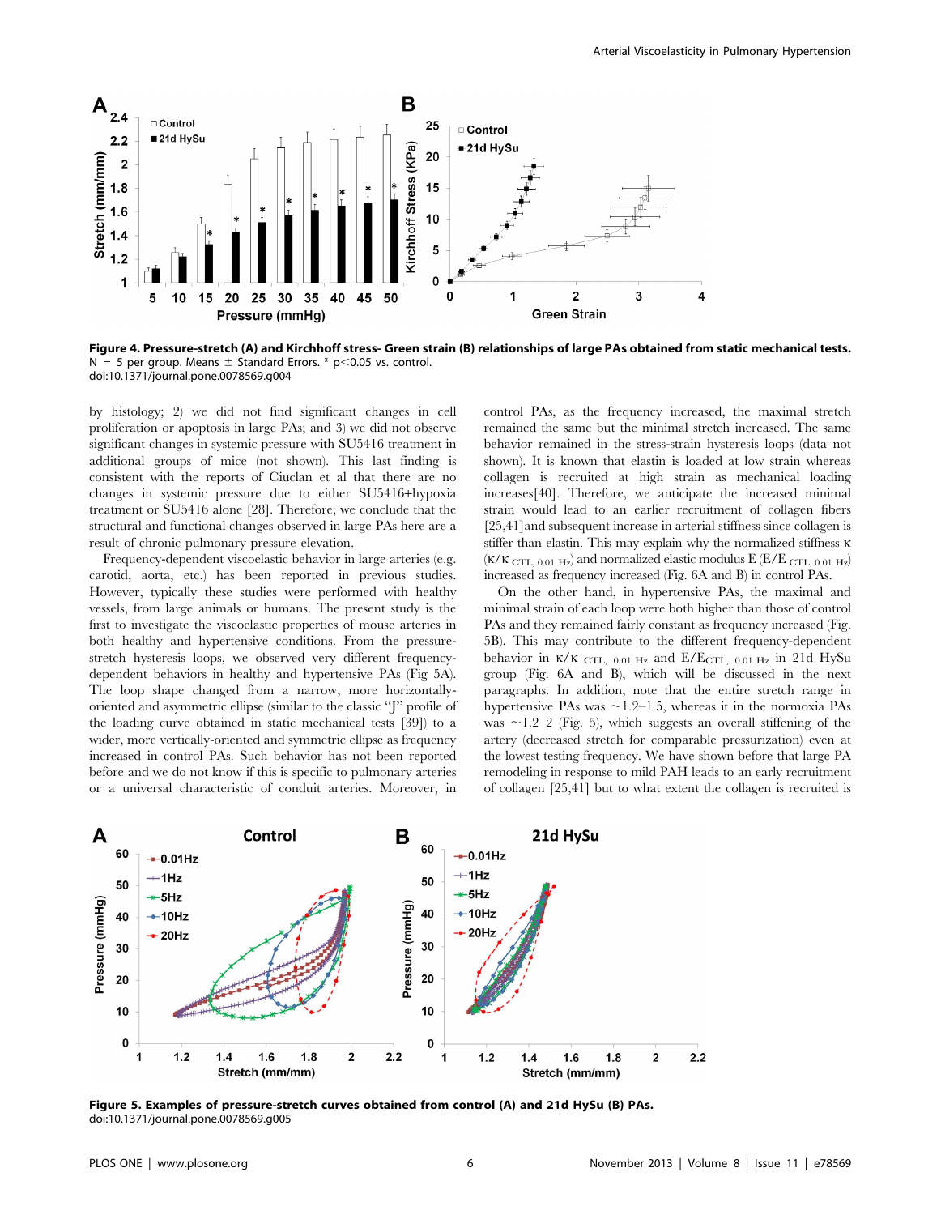**Figure 4. Pressure-stretch (A) and Kirchhoff stress- Green strain (B) relationships of large PAs obtained from static mechanical tests.** N = 5 per group. Means ± Standard Errors. * $p<0.05$ vs. control.
doi:10.1371/journal.pone.0078569.g004

by histology; 2) we did not find significant changes in cell proliferation or apoptosis in large PAs; and 3) we did not observe significant changes in systemic pressure with SU5416 treatment in additional groups of mice (not shown). This last finding is consistent with the reports of Ciuclan et al that there are no changes in systemic pressure due to either SU5416+hypoxia treatment or SU5416 alone [28]. Therefore, we conclude that the structural and functional changes observed in large PAs here are a result of chronic pulmonary pressure elevation.

Frequency-dependent viscoelastic behavior in large arteries (e.g. carotid, aorta, etc.) has been reported in previous studies. However, typically these studies were performed with healthy vessels, from large animals or humans. The present study is the first to investigate the viscoelastic properties of mouse arteries in both healthy and hypertensive conditions. From the pressure-stretch hysteresis loops, we observed very different frequency-dependent behaviors in healthy and hypertensive PAs (Fig 5A). The loop shape changed from a narrow, more horizontally-oriented and asymmetric ellipse (similar to the classic "J" profile of the loading curve obtained in static mechanical tests [39]) to a wider, more vertically-oriented and symmetric ellipse as frequency increased in control PAs. Such behavior has not been reported before and we do not know if this is specific to pulmonary arteries or a universal characteristic of conduit arteries. Moreover, in control PAs, as the frequency increased, the maximal stretch remained the same but the minimal stretch increased. The same behavior remained in the stress-strain hysteresis loops (data not shown). It is known that elastin is loaded at low strain whereas collagen is recruited at high strain as mechanical loading increases[40]. Therefore, we anticipate the increased minimal strain would lead to an earlier recruitment of collagen fibers [25,41]and subsequent increase in arterial stiffness since collagen is stiffer than elastin. This may explain why the normalized stiffness $\kappa$ ($\kappa/\kappa_{CTL,\ 0.01\ Hz}$) and normalized elastic modulus E ($E/E_{CTL,\ 0.01\ Hz}$) increased as frequency increased (Fig. 6A and B) in control PAs.

On the other hand, in hypertensive PAs, the maximal and minimal strain of each loop were both higher than those of control PAs and they remained fairly constant as frequency increased (Fig. 5B). This may contribute to the different frequency-dependent behavior in $\kappa/\kappa_{CTL,\ 0.01\ Hz}$ and $E/E_{CTL,\ 0.01\ Hz}$ in 21d HySu group (Fig. 6A and B), which will be discussed in the next paragraphs. In addition, note that the entire stretch range in hypertensive PAs was ~1.2–1.5, whereas it in the normoxia PAs was ~1.2–2 (Fig. 5), which suggests an overall stiffening of the artery (decreased stretch for comparable pressurization) even at the lowest testing frequency. We have shown before that large PA remodeling in response to mild PAH leads to an early recruitment of collagen [25,41] but to what extent the collagen is recruited is

**Figure 5. Examples of pressure-stretch curves obtained from control (A) and 21d HySu (B) PAs.**
doi:10.1371/journal.pone.0078569.g005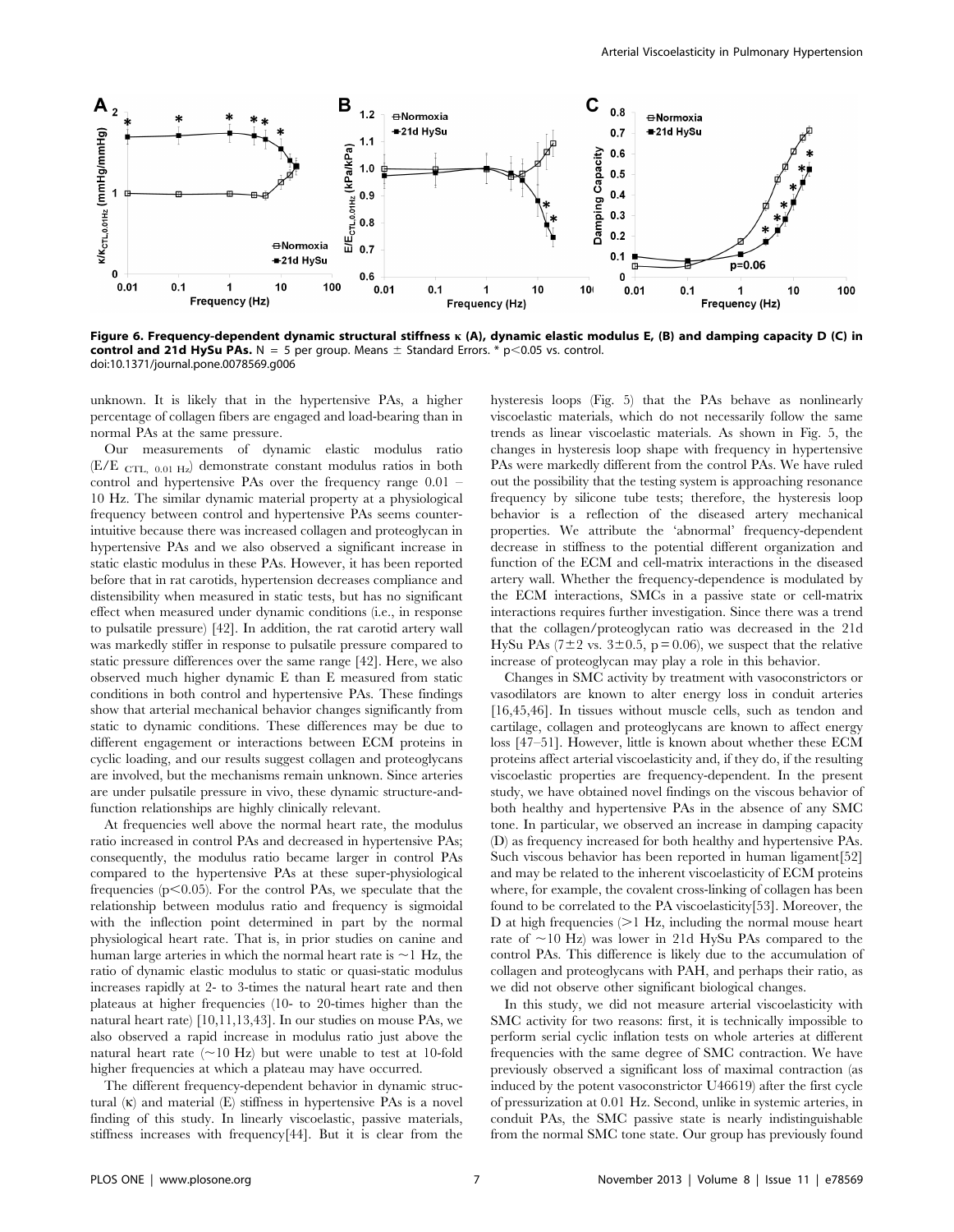**Figure 6. Frequency-dependent dynamic structural stiffness κ (A), dynamic elastic modulus E, (B) and damping capacity D (C) in control and 21d HySu PAs.** N = 5 per group. Means ± Standard Errors. * $p<0.05$ vs. control.
doi:10.1371/journal.pone.0078569.g006

unknown. It is likely that in the hypertensive PAs, a higher percentage of collagen fibers are engaged and load-bearing than in normal PAs at the same pressure.

Our measurements of dynamic elastic modulus ratio ($E/E_{CTL,\ 0.01\ Hz}$) demonstrate constant modulus ratios in both control and hypertensive PAs over the frequency range 0.01 – 10 Hz. The similar dynamic material property at a physiological frequency between control and hypertensive PAs seems counter-intuitive because there was increased collagen and proteoglycan in hypertensive PAs and we also observed a significant increase in static elastic modulus in these PAs. However, it has been reported before that in rat carotids, hypertension decreases compliance and distensibility when measured in static tests, but has no significant effect when measured under dynamic conditions (i.e., in response to pulsatile pressure) [42]. In addition, the rat carotid artery wall was markedly stiffer in response to pulsatile pressure compared to static pressure differences over the same range [42]. Here, we also observed much higher dynamic E than E measured from static conditions in both control and hypertensive PAs. These findings show that arterial mechanical behavior changes significantly from static to dynamic conditions. These differences may be due to different engagement or interactions between ECM proteins in cyclic loading, and our results suggest collagen and proteoglycans are involved, but the mechanisms remain unknown. Since arteries are under pulsatile pressure in vivo, these dynamic structure-and-function relationships are highly clinically relevant.

At frequencies well above the normal heart rate, the modulus ratio increased in control PAs and decreased in hypertensive PAs; consequently, the modulus ratio became larger in control PAs compared to the hypertensive PAs at these super-physiological frequencies ($p<0.05$). For the control PAs, we speculate that the relationship between modulus ratio and frequency is sigmoidal with the inflection point determined in part by the normal physiological heart rate. That is, in prior studies on canine and human large arteries in which the normal heart rate is ~1 Hz, the ratio of dynamic elastic modulus to static or quasi-static modulus increases rapidly at 2- to 3-times the natural heart rate and then plateaus at higher frequencies (10- to 20-times higher than the natural heart rate) [10,11,13,43]. In our studies on mouse PAs, we also observed a rapid increase in modulus ratio just above the natural heart rate (~10 Hz) but were unable to test at 10-fold higher frequencies at which a plateau may have occurred.

The different frequency-dependent behavior in dynamic structural (κ) and material (E) stiffness in hypertensive PAs is a novel finding of this study. In linearly viscoelastic, passive materials, stiffness increases with frequency[44]. But it is clear from the hysteresis loops (Fig. 5) that the PAs behave as nonlinearly viscoelastic materials, which do not necessarily follow the same trends as linear viscoelastic materials. As shown in Fig. 5, the changes in hysteresis loop shape with frequency in hypertensive PAs were markedly different from the control PAs. We have ruled out the possibility that the testing system is approaching resonance frequency by silicone tube tests; therefore, the hysteresis loop behavior is a reflection of the diseased artery mechanical properties. We attribute the 'abnormal' frequency-dependent decrease in stiffness to the potential different organization and function of the ECM and cell-matrix interactions in the diseased artery wall. Whether the frequency-dependence is modulated by the ECM interactions, SMCs in a passive state or cell-matrix interactions requires further investigation. Since there was a trend that the collagen/proteoglycan ratio was decreased in the 21d HySu PAs (7±2 vs. 3±0.5, $p=0.06$), we suspect that the relative increase of proteoglycan may play a role in this behavior.

Changes in SMC activity by treatment with vasoconstrictors or vasodilators are known to alter energy loss in conduit arteries [16,45,46]. In tissues without muscle cells, such as tendon and cartilage, collagen and proteoglycans are known to affect energy loss [47–51]. However, little is known about whether these ECM proteins affect arterial viscoelasticity and, if they do, if the resulting viscoelastic properties are frequency-dependent. In the present study, we have obtained novel findings on the viscous behavior of both healthy and hypertensive PAs in the absence of any SMC tone. In particular, we observed an increase in damping capacity (D) as frequency increased for both healthy and hypertensive PAs. Such viscous behavior has been reported in human ligament[52] and may be related to the inherent viscoelasticity of ECM proteins where, for example, the covalent cross-linking of collagen has been found to be correlated to the PA viscoelasticity[53]. Moreover, the D at high frequencies (>1 Hz, including the normal mouse heart rate of ~10 Hz) was lower in 21d HySu PAs compared to the control PAs. This difference is likely due to the accumulation of collagen and proteoglycans with PAH, and perhaps their ratio, as we did not observe other significant biological changes.

In this study, we did not measure arterial viscoelasticity with SMC activity for two reasons: first, it is technically impossible to perform serial cyclic inflation tests on whole arteries at different frequencies with the same degree of SMC contraction. We have previously observed a significant loss of maximal contraction (as induced by the potent vasoconstrictor U46619) after the first cycle of pressurization at 0.01 Hz. Second, unlike in systemic arteries, in conduit PAs, the SMC passive state is nearly indistinguishable from the normal SMC tone state. Our group has previously found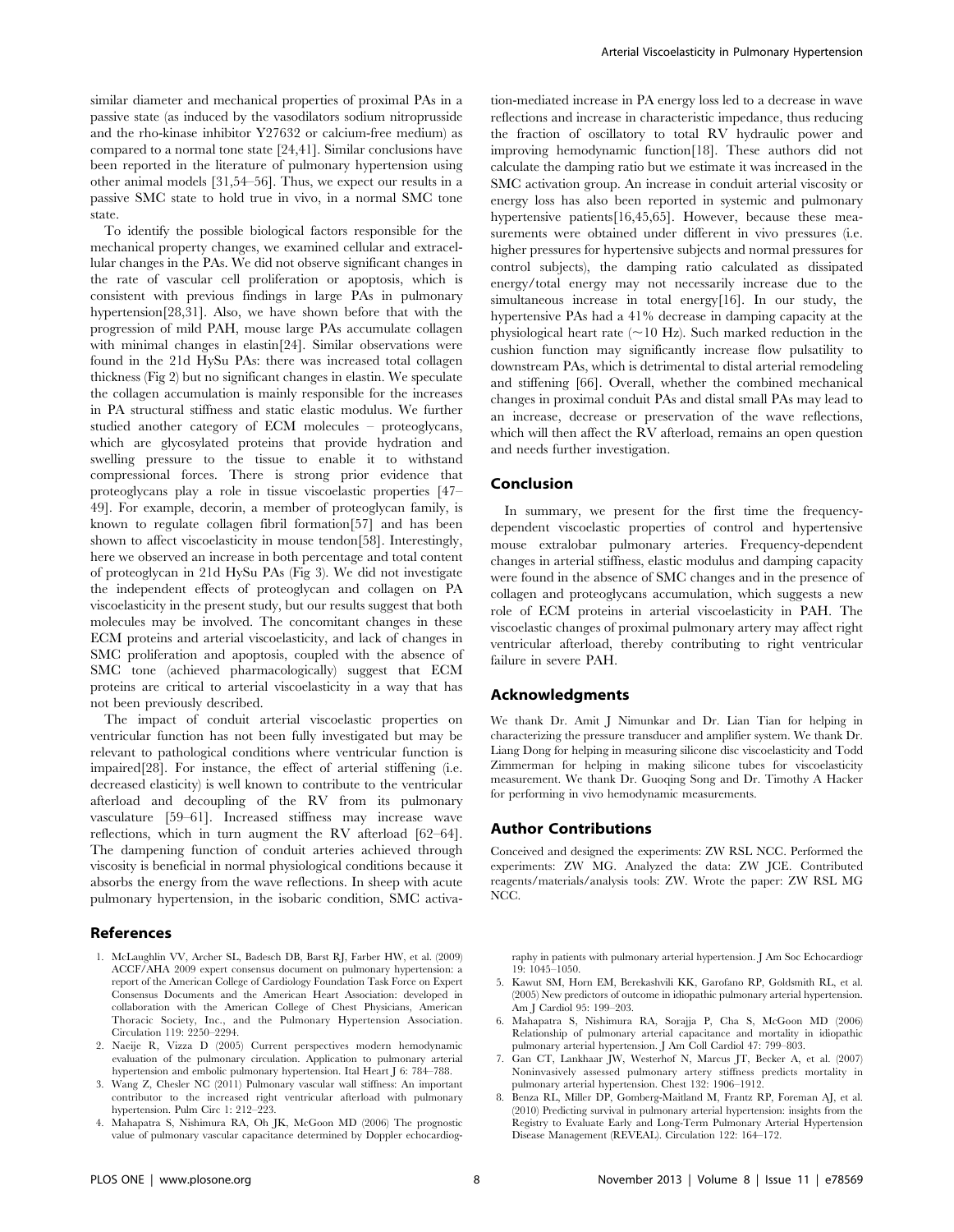similar diameter and mechanical properties of proximal PAs in a passive state (as induced by the vasodilators sodium nitroprusside and the rho-kinase inhibitor Y27632 or calcium-free medium) as compared to a normal tone state [24,41]. Similar conclusions have been reported in the literature of pulmonary hypertension using other animal models [31,54–56]. Thus, we expect our results in a passive SMC state to hold true in vivo, in a normal SMC tone state.

To identify the possible biological factors responsible for the mechanical property changes, we examined cellular and extracellular changes in the PAs. We did not observe significant changes in the rate of vascular cell proliferation or apoptosis, which is consistent with previous findings in large PAs in pulmonary hypertension[28,31]. Also, we have shown before that with the progression of mild PAH, mouse large PAs accumulate collagen with minimal changes in elastin[24]. Similar observations were found in the 21d HySu PAs: there was increased total collagen thickness (Fig 2) but no significant changes in elastin. We speculate the collagen accumulation is mainly responsible for the increases in PA structural stiffness and static elastic modulus. We further studied another category of ECM molecules – proteoglycans, which are glycosylated proteins that provide hydration and swelling pressure to the tissue to enable it to withstand compressional forces. There is strong prior evidence that proteoglycans play a role in tissue viscoelastic properties [47–49]. For example, decorin, a member of proteoglycan family, is known to regulate collagen fibril formation[57] and has been shown to affect viscoelasticity in mouse tendon[58]. Interestingly, here we observed an increase in both percentage and total content of proteoglycan in 21d HySu PAs (Fig 3). We did not investigate the independent effects of proteoglycan and collagen on PA viscoelasticity in the present study, but our results suggest that both molecules may be involved. The concomitant changes in these ECM proteins and arterial viscoelasticity, and lack of changes in SMC proliferation and apoptosis, coupled with the absence of SMC tone (achieved pharmacologically) suggest that ECM proteins are critical to arterial viscoelasticity in a way that has not been previously described.

The impact of conduit arterial viscoelastic properties on ventricular function has not been fully investigated but may be relevant to pathological conditions where ventricular function is impaired[28]. For instance, the effect of arterial stiffening (i.e. decreased elasticity) is well known to contribute to the ventricular afterload and decoupling of the RV from its pulmonary vasculature [59–61]. Increased stiffness may increase wave reflections, which in turn augment the RV afterload [62–64]. The dampening function of conduit arteries achieved through viscosity is beneficial in normal physiological conditions because it absorbs the energy from the wave reflections. In sheep with acute pulmonary hypertension, in the isobaric condition, SMC activation-mediated increase in PA energy loss led to a decrease in wave reflections and increase in characteristic impedance, thus reducing the fraction of oscillatory to total RV hydraulic power and improving hemodynamic function[18]. These authors did not calculate the damping ratio but we estimate it was increased in the SMC activation group. An increase in conduit arterial viscosity or energy loss has also been reported in systemic and pulmonary hypertensive patients[16,45,65]. However, because these measurements were obtained under different in vivo pressures (i.e. higher pressures for hypertensive subjects and normal pressures for control subjects), the damping ratio calculated as dissipated energy/total energy may not necessarily increase due to the simultaneous increase in total energy[16]. In our study, the hypertensive PAs had a 41% decrease in damping capacity at the physiological heart rate (~10 Hz). Such marked reduction in the cushion function may significantly increase flow pulsatility to downstream PAs, which is detrimental to distal arterial remodeling and stiffening [66]. Overall, whether the combined mechanical changes in proximal conduit PAs and distal small PAs may lead to an increase, decrease or preservation of the wave reflections, which will then affect the RV afterload, remains an open question and needs further investigation.

## Conclusion

In summary, we present for the first time the frequency-dependent viscoelastic properties of control and hypertensive mouse extralobar pulmonary arteries. Frequency-dependent changes in arterial stiffness, elastic modulus and damping capacity were found in the absence of SMC changes and in the presence of collagen and proteoglycans accumulation, which suggests a new role of ECM proteins in arterial viscoelasticity in PAH. The viscoelastic changes of proximal pulmonary artery may affect right ventricular afterload, thereby contributing to right ventricular failure in severe PAH.

## Acknowledgments

We thank Dr. Amit J Nimunkar and Dr. Lian Tian for helping in characterizing the pressure transducer and amplifier system. We thank Dr. Liang Dong for helping in measuring silicone disc viscoelasticity and Todd Zimmerman for helping in making silicone tubes for viscoelasticity measurement. We thank Dr. Guoqing Song and Dr. Timothy A Hacker for performing in vivo hemodynamic measurements.

## Author Contributions

Conceived and designed the experiments: ZW RSL NCC. Performed the experiments: ZW MG. Analyzed the data: ZW JCE. Contributed reagents/materials/analysis tools: ZW. Wrote the paper: ZW RSL MG NCC.

## References

1. McLaughlin VV, Archer SL, Badesch DB, Barst RJ, Farber HW, et al. (2009) ACCF/AHA 2009 expert consensus document on pulmonary hypertension: a report of the American College of Cardiology Foundation Task Force on Expert Consensus Documents and the American Heart Association: developed in collaboration with the American College of Chest Physicians, American Thoracic Society, Inc., and the Pulmonary Hypertension Association. Circulation 119: 2250–2294.
2. Naeije R, Vizza D (2005) Current perspectives modern hemodynamic evaluation of the pulmonary circulation. Application to pulmonary arterial hypertension and embolic pulmonary hypertension. Ital Heart J 6: 784–788.
3. Wang Z, Chesler NC (2011) Pulmonary vascular wall stiffness: An important contributor to the increased right ventricular afterload with pulmonary hypertension. Pulm Circ 1: 212–223.
4. Mahapatra S, Nishimura RA, Oh JK, McGoon MD (2006) The prognostic value of pulmonary vascular capacitance determined by Doppler echocardiography in patients with pulmonary arterial hypertension. J Am Soc Echocardiogr 19: 1045–1050.
5. Kawut SM, Horn EM, Berekashvili KK, Garofano RP, Goldsmith RL, et al. (2005) New predictors of outcome in idiopathic pulmonary arterial hypertension. Am J Cardiol 95: 199–203.
6. Mahapatra S, Nishimura RA, Sorajja P, Cha S, McGoon MD (2006) Relationship of pulmonary arterial capacitance and mortality in idiopathic pulmonary arterial hypertension. J Am Coll Cardiol 47: 799–803.
7. Gan CT, Lankhaar JW, Westerhof N, Marcus JT, Becker A, et al. (2007) Noninvasively assessed pulmonary artery stiffness predicts mortality in pulmonary arterial hypertension. Chest 132: 1906–1912.
8. Benza RL, Miller DP, Gomberg-Maitland M, Frantz RP, Foreman AJ, et al. (2010) Predicting survival in pulmonary arterial hypertension: insights from the Registry to Evaluate Early and Long-Term Pulmonary Arterial Hypertension Disease Management (REVEAL). Circulation 122: 164–172.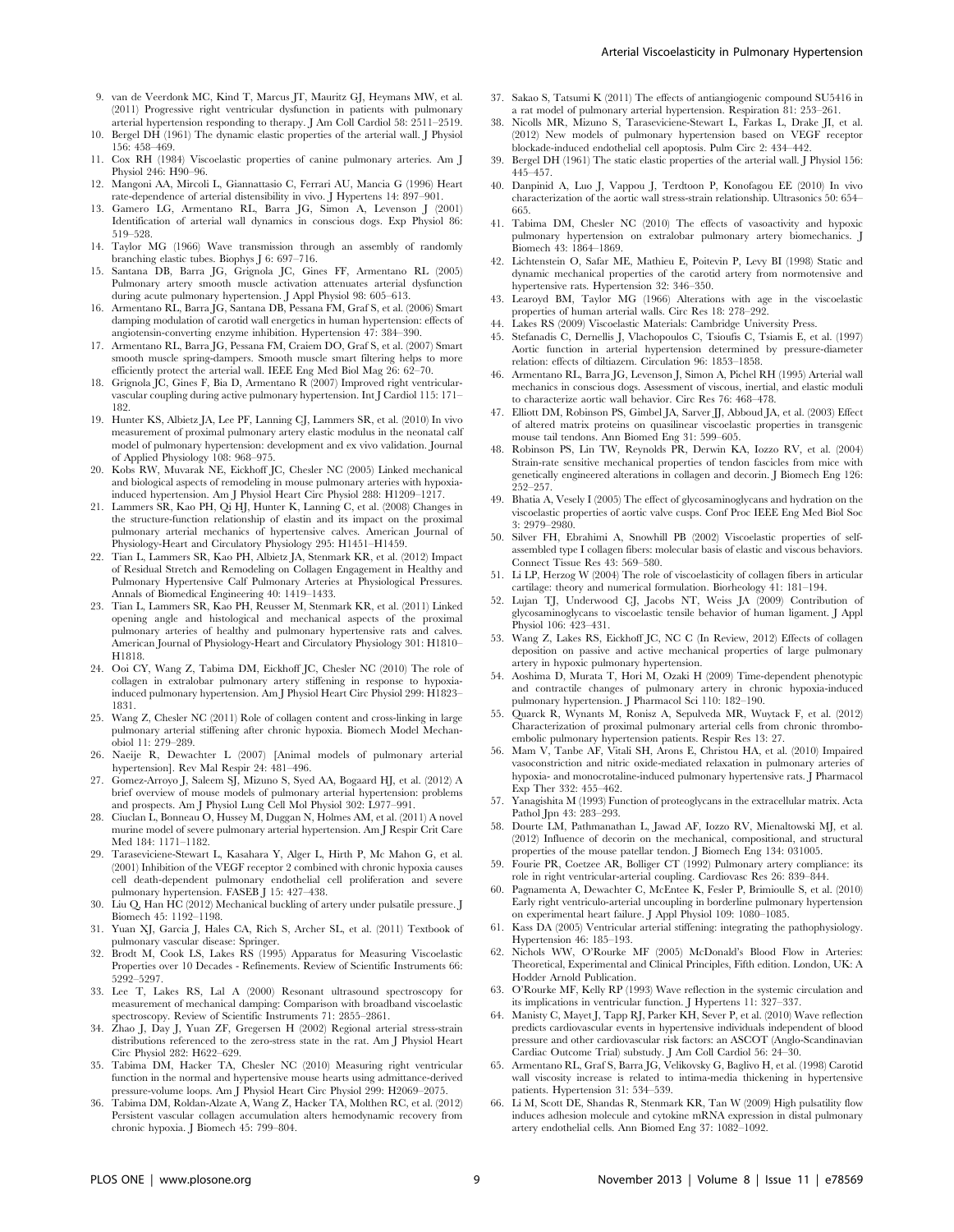9. van de Veerdonk MC, Kind T, Marcus JT, Mauritz GJ, Heymans MW, et al. (2011) Progressive right ventricular dysfunction in patients with pulmonary arterial hypertension responding to therapy. J Am Coll Cardiol 58: 2511–2519.
10. Bergel DH (1961) The dynamic elastic properties of the arterial wall. J Physiol 156: 458–469.
11. Cox RH (1984) Viscoelastic properties of canine pulmonary arteries. Am J Physiol 246: H90–96.
12. Mangoni AA, Mircoli L, Giannattasio C, Ferrari AU, Mancia G (1996) Heart rate-dependence of arterial distensibility in vivo. J Hypertens 14: 897–901.
13. Gamero LG, Armentano RL, Barra JG, Simon A, Levenson J (2001) Identification of arterial wall dynamics in conscious dogs. Exp Physiol 86: 519–528.
14. Taylor MG (1966) Wave transmission through an assembly of randomly branching elastic tubes. Biophys J 6: 697–716.
15. Santana DB, Barra JG, Grignola JC, Gines FF, Armentano RL (2005) Pulmonary artery smooth muscle activation attenuates arterial dysfunction during acute pulmonary hypertension. J Appl Physiol 98: 605–613.
16. Armentano RL, Barra JG, Santana DB, Pessana FM, Graf S, et al. (2006) Smart damping modulation of carotid wall energetics in human hypertension: effects of angiotensin-converting enzyme inhibition. Hypertension 47: 384–390.
17. Armentano RL, Barra JG, Pessana FM, Craiem DO, Graf S, et al. (2007) Smart smooth muscle spring-dampers. Smooth muscle smart filtering helps to more efficiently protect the arterial wall. IEEE Eng Med Biol Mag 26: 62–70.
18. Grignola JC, Gines F, Bia D, Armentano R (2007) Improved right ventricular-vascular coupling during active pulmonary hypertension. Int J Cardiol 115: 171–182.
19. Hunter KS, Albietz JA, Lee PF, Lanning CJ, Lammers SR, et al. (2010) In vivo measurement of proximal pulmonary artery elastic modulus in the neonatal calf model of pulmonary hypertension: development and ex vivo validation. Journal of Applied Physiology 108: 968–975.
20. Kobs RW, Muvarak NE, Eickhoff JC, Chesler NC (2005) Linked mechanical and biological aspects of remodeling in mouse pulmonary arteries with hypoxia-induced hypertension. Am J Physiol Heart Circ Physiol 288: H1209–1217.
21. Lammers SR, Kao PH, Qi HJ, Hunter K, Lanning C, et al. (2008) Changes in the structure-function relationship of elastin and its impact on the proximal pulmonary arterial mechanics of hypertensive calves. American Journal of Physiology-Heart and Circulatory Physiology 295: H1451–H1459.
22. Tian L, Lammers SR, Kao PH, Albietz JA, Stenmark KR, et al. (2012) Impact of Residual Stretch and Remodeling on Collagen Engagement in Healthy and Pulmonary Hypertensive Calf Pulmonary Arteries at Physiological Pressures. Annals of Biomedical Engineering 40: 1419–1433.
23. Tian L, Lammers SR, Kao PH, Reusser M, Stenmark KR, et al. (2011) Linked opening angle and histological and mechanical aspects of the proximal pulmonary arteries of healthy and pulmonary hypertensive rats and calves. American Journal of Physiology-Heart and Circulatory Physiology 301: H1810–H1818.
24. Ooi CY, Wang Z, Tabima DM, Eickhoff JC, Chesler NC (2010) The role of collagen in extralobar pulmonary artery stiffening in response to hypoxia-induced pulmonary hypertension. Am J Physiol Heart Circ Physiol 299: H1823–1831.
25. Wang Z, Chesler NC (2011) Role of collagen content and cross-linking in large pulmonary arterial stiffening after chronic hypoxia. Biomech Model Mechanobiol 11: 279–289.
26. Naeije R, Dewachter L (2007) [Animal models of pulmonary arterial hypertension]. Rev Mal Respir 24: 481–496.
27. Gomez-Arroyo J, Saleem SJ, Mizuno S, Syed AA, Bogaard HJ, et al. (2012) A brief overview of mouse models of pulmonary arterial hypertension: problems and prospects. Am J Physiol Lung Cell Mol Physiol 302: L977–991.
28. Ciuclan L, Bonneau O, Hussey M, Duggan N, Holmes AM, et al. (2011) A novel murine model of severe pulmonary arterial hypertension. Am J Respir Crit Care Med 184: 1171–1182.
29. Taraseviciene-Stewart L, Kasahara Y, Alger L, Hirth P, Mc Mahon G, et al. (2001) Inhibition of the VEGF receptor 2 combined with chronic hypoxia causes cell death-dependent pulmonary endothelial cell proliferation and severe pulmonary hypertension. FASEB J 15: 427–438.
30. Liu Q, Han HC (2012) Mechanical buckling of artery under pulsatile pressure. J Biomech 45: 1192–1198.
31. Yuan XJ, Garcia J, Hales CA, Rich S, Archer SL, et al. (2011) Textbook of pulmonary vascular disease: Springer.
32. Brodt M, Cook LS, Lakes RS (1995) Apparatus for Measuring Viscoelastic Properties over 10 Decades - Refinements. Review of Scientific Instruments 66: 5292–5297.
33. Lee T, Lakes RS, Lal A (2000) Resonant ultrasound spectroscopy for measurement of mechanical damping: Comparison with broadband viscoelastic spectroscopy. Review of Scientific Instruments 71: 2855–2861.
34. Zhao J, Day J, Yuan ZF, Gregersen H (2002) Regional arterial stress-strain distributions referenced to the zero-stress state in the rat. Am J Physiol Heart Circ Physiol 282: H622–629.
35. Tabima DM, Hacker TA, Chesler NC (2010) Measuring right ventricular function in the normal and hypertensive mouse hearts using admittance-derived pressure-volume loops. Am J Physiol Heart Circ Physiol 299: H2069–2075.
36. Tabima DM, Roldan-Alzate A, Wang Z, Hacker TA, Molthen RC, et al. (2012) Persistent vascular collagen accumulation alters hemodynamic recovery from chronic hypoxia. J Biomech 45: 799–804.
37. Sakao S, Tatsumi K (2011) The effects of antiangiogenic compound SU5416 in a rat model of pulmonary arterial hypertension. Respiration 81: 253–261.
38. Nicolls MR, Mizuno S, Taraseviciene-Stewart L, Farkas L, Drake JI, et al. (2012) New models of pulmonary hypertension based on VEGF receptor blockade-induced endothelial cell apoptosis. Pulm Circ 2: 434–442.
39. Bergel DH (1961) The static elastic properties of the arterial wall. J Physiol 156: 445–457.
40. Danpinid A, Luo J, Vappou J, Terdtoon P, Konofagou EE (2010) In vivo characterization of the aortic wall stress-strain relationship. Ultrasonics 50: 654–665.
41. Tabima DM, Chesler NC (2010) The effects of vasoactivity and hypoxic pulmonary hypertension on extralobar pulmonary artery biomechanics. J Biomech 43: 1864–1869.
42. Lichtenstein O, Safar ME, Mathieu E, Poitevin P, Levy BI (1998) Static and dynamic mechanical properties of the carotid artery from normotensive and hypertensive rats. Hypertension 32: 346–350.
43. Learoyd BM, Taylor MG (1966) Alterations with age in the viscoelastic properties of human arterial walls. Circ Res 18: 278–292.
44. Lakes RS (2009) Viscoelastic Materials: Cambridge University Press.
45. Stefanadis C, Dernellis J, Vlachopoulos C, Tsioufis C, Tsiamis E, et al. (1997) Aortic function in arterial hypertension determined by pressure-diameter relation: effects of diltiazem. Circulation 96: 1853–1858.
46. Armentano RL, Barra JG, Levenson J, Simon A, Pichel RH (1995) Arterial wall mechanics in conscious dogs. Assessment of viscous, inertial, and elastic moduli to characterize aortic wall behavior. Circ Res 76: 468–478.
47. Elliott DM, Robinson PS, Gimbel JA, Sarver JJ, Abboud JA, et al. (2003) Effect of altered matrix proteins on quasilinear viscoelastic properties in transgenic mouse tail tendons. Ann Biomed Eng 31: 599–605.
48. Robinson PS, Lin TW, Reynolds PR, Derwin KA, Iozzo RV, et al. (2004) Strain-rate sensitive mechanical properties of tendon fascicles from mice with genetically engineered alterations in collagen and decorin. J Biomech Eng 126: 252–257.
49. Bhatia A, Vesely I (2005) The effect of glycosaminoglycans and hydration on the viscoelastic properties of aortic valve cusps. Conf Proc IEEE Eng Med Biol Soc 3: 2979–2980.
50. Silver FH, Ebrahimi A, Snowhill PB (2002) Viscoelastic properties of self-assembled type I collagen fibers: molecular basis of elastic and viscous behaviors. Connect Tissue Res 43: 569–580.
51. Li LP, Herzog W (2004) The role of viscoelasticity of collagen fibers in articular cartilage: theory and numerical formulation. Biorheology 41: 181–194.
52. Lujan TJ, Underwood CJ, Jacobs NT, Weiss JA (2009) Contribution of glycosaminoglycans to viscoelastic tensile behavior of human ligament. J Appl Physiol 106: 423–431.
53. Wang Z, Lakes RS, Eickhoff JC, NC C (In Review, 2012) Effects of collagen deposition on passive and active mechanical properties of large pulmonary artery in hypoxic pulmonary hypertension.
54. Aoshima D, Murata T, Hori M, Ozaki H (2009) Time-dependent phenotypic and contractile changes of pulmonary artery in chronic hypoxia-induced pulmonary hypertension. J Pharmacol Sci 110: 182–190.
55. Quarck R, Wynants M, Ronisz A, Sepulveda MR, Wuytack F, et al. (2012) Characterization of proximal pulmonary arterial cells from chronic thromboembolic pulmonary hypertension patients. Respir Res 13: 27.
56. Mam V, Tanbe AF, Vitali SH, Arons E, Christou HA, et al. (2010) Impaired vasoconstriction and nitric oxide-mediated relaxation in pulmonary arteries of hypoxia- and monocrotaline-induced pulmonary hypertensive rats. J Pharmacol Exp Ther 332: 455–462.
57. Yanagishita M (1993) Function of proteoglycans in the extracellular matrix. Acta Pathol Jpn 43: 283–293.
58. Dourte LM, Pathmanathan L, Jawad AF, Iozzo RV, Mienaltowski MJ, et al. (2012) Influence of decorin on the mechanical, compositional, and structural properties of the mouse patellar tendon. J Biomech Eng 134: 031005.
59. Fourie PR, Coetzee AR, Bolliger CT (1992) Pulmonary artery compliance: its role in right ventricular-arterial coupling. Cardiovasc Res 26: 839–844.
60. Pagnamenta A, Dewachter C, McEntee K, Fesler P, Brimioulle S, et al. (2010) Early right ventriculo-arterial uncoupling in borderline pulmonary hypertension on experimental heart failure. J Appl Physiol 109: 1080–1085.
61. Kass DA (2005) Ventricular arterial stiffening: integrating the pathophysiology. Hypertension 46: 185–193.
62. Nichols WW, O'Rourke MF (2005) McDonald's Blood Flow in Arteries: Theoretical, Experimental and Clinical Principles, Fifth edition. London, UK: A Hodder Arnold Publication.
63. O'Rourke MF, Kelly RP (1993) Wave reflection in the systemic circulation and its implications in ventricular function. J Hypertens 11: 327–337.
64. Manisty C, Mayet J, Tapp RJ, Parker KH, Sever P, et al. (2010) Wave reflection predicts cardiovascular events in hypertensive individuals independent of blood pressure and other cardiovascular risk factors: an ASCOT (Anglo-Scandinavian Cardiac Outcome Trial) substudy. J Am Coll Cardiol 56: 24–30.
65. Armentano RL, Graf S, Barra JG, Velikovsky G, Baglivo H, et al. (1998) Carotid wall viscosity increase is related to intima-media thickening in hypertensive patients. Hypertension 31: 534–539.
66. Li M, Scott DE, Shandas R, Stenmark KR, Tan W (2009) High pulsatility flow induces adhesion molecule and cytokine mRNA expression in distal pulmonary artery endothelial cells. Ann Biomed Eng 37: 1082–1092.